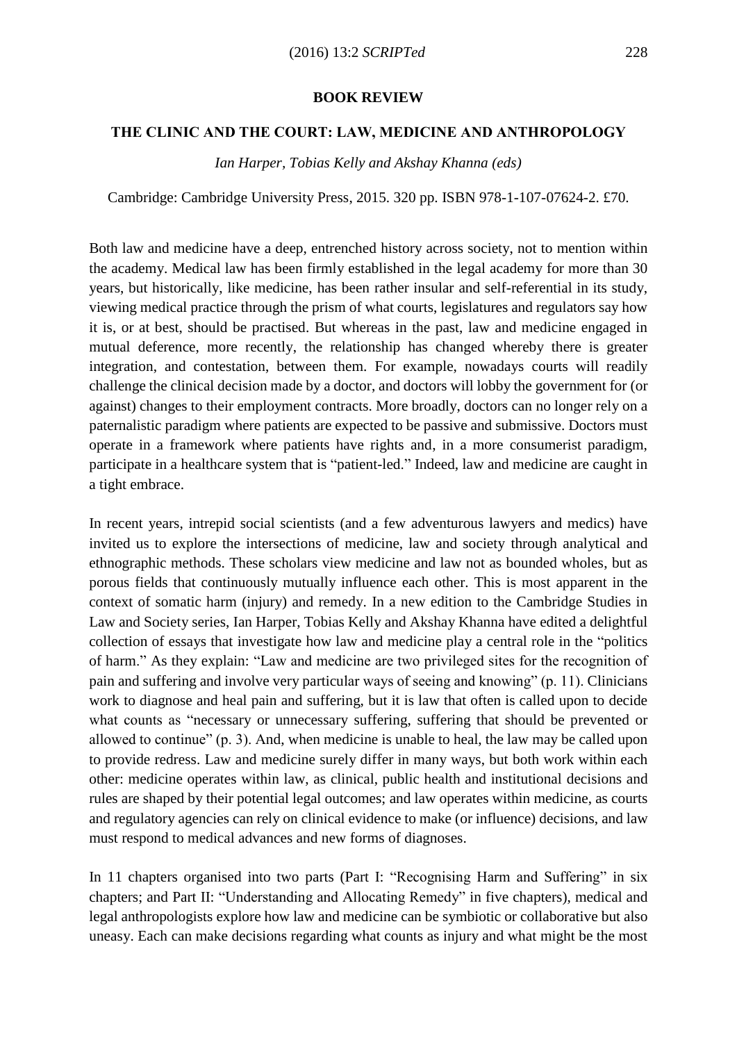**BOOK REVIEW**

**THE CLINIC AND THE COURT: LAW, MEDICINE AND ANTHROPOLOGY**

*Ian Harper, Tobias Kelly and Akshay Khanna (eds)*

Cambridge: Cambridge University Press, 2015. 320 pp. ISBN 978-1-107-07624-2. £70.

Both law and medicine have a deep, entrenched history across society, not to mention within the academy. Medical law has been firmly established in the legal academy for more than 30 years, but historically, like medicine, has been rather insular and self-referential in its study, viewing medical practice through the prism of what courts, legislatures and regulators say how it is, or at best, should be practised. But whereas in the past, law and medicine engaged in mutual deference, more recently, the relationship has changed whereby there is greater integration, and contestation, between them. For example, nowadays courts will readily challenge the clinical decision made by a doctor, and doctors will lobby the government for (or against) changes to their employment contracts. More broadly, doctors can no longer rely on a paternalistic paradigm where patients are expected to be passive and submissive. Doctors must operate in a framework where patients have rights and, in a more consumerist paradigm, participate in a healthcare system that is "patient-led." Indeed, law and medicine are caught in a tight embrace.

In recent years, intrepid social scientists (and a few adventurous lawyers and medics) have invited us to explore the intersections of medicine, law and society through analytical and ethnographic methods. These scholars view medicine and law not as bounded wholes, but as porous fields that continuously mutually influence each other. This is most apparent in the context of somatic harm (injury) and remedy. In a new edition to the Cambridge Studies in Law and Society series, Ian Harper, Tobias Kelly and Akshay Khanna have edited a delightful collection of essays that investigate how law and medicine play a central role in the "politics of harm." As they explain: "Law and medicine are two privileged sites for the recognition of pain and suffering and involve very particular ways of seeing and knowing" (p. 11). Clinicians work to diagnose and heal pain and suffering, but it is law that often is called upon to decide what counts as "necessary or unnecessary suffering, suffering that should be prevented or allowed to continue" (p. 3). And, when medicine is unable to heal, the law may be called upon to provide redress. Law and medicine surely differ in many ways, but both work within each other: medicine operates within law, as clinical, public health and institutional decisions and rules are shaped by their potential legal outcomes; and law operates within medicine, as courts and regulatory agencies can rely on clinical evidence to make (or influence) decisions, and law must respond to medical advances and new forms of diagnoses.

In 11 chapters organised into two parts (Part I: "Recognising Harm and Suffering" in six chapters; and Part II: "Understanding and Allocating Remedy" in five chapters), medical and legal anthropologists explore how law and medicine can be symbiotic or collaborative but also uneasy. Each can make decisions regarding what counts as injury and what might be the most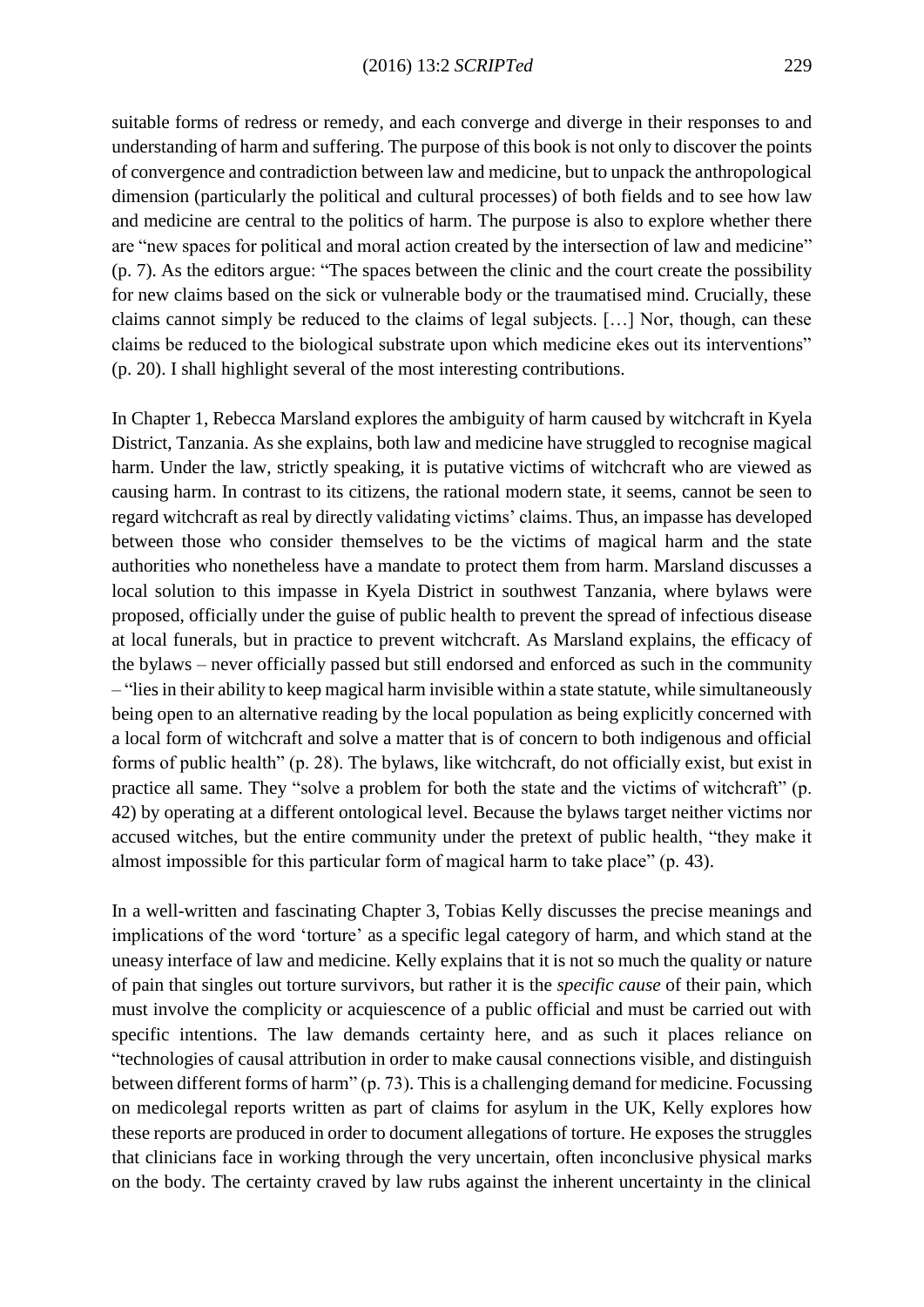suitable forms of redress or remedy, and each converge and diverge in their responses to and understanding of harm and suffering. The purpose of this book is not only to discover the points of convergence and contradiction between law and medicine, but to unpack the anthropological dimension (particularly the political and cultural processes) of both fields and to see how law and medicine are central to the politics of harm. The purpose is also to explore whether there are "new spaces for political and moral action created by the intersection of law and medicine" (p. 7). As the editors argue: "The spaces between the clinic and the court create the possibility for new claims based on the sick or vulnerable body or the traumatised mind. Crucially, these claims cannot simply be reduced to the claims of legal subjects. […] Nor, though, can these claims be reduced to the biological substrate upon which medicine ekes out its interventions" (p. 20). I shall highlight several of the most interesting contributions.

In Chapter 1, Rebecca Marsland explores the ambiguity of harm caused by witchcraft in Kyela District, Tanzania. As she explains, both law and medicine have struggled to recognise magical harm. Under the law, strictly speaking, it is putative victims of witchcraft who are viewed as causing harm. In contrast to its citizens, the rational modern state, it seems, cannot be seen to regard witchcraft as real by directly validating victims' claims. Thus, an impasse has developed between those who consider themselves to be the victims of magical harm and the state authorities who nonetheless have a mandate to protect them from harm. Marsland discusses a local solution to this impasse in Kyela District in southwest Tanzania, where bylaws were proposed, officially under the guise of public health to prevent the spread of infectious disease at local funerals, but in practice to prevent witchcraft. As Marsland explains, the efficacy of the bylaws – never officially passed but still endorsed and enforced as such in the community – "lies in their ability to keep magical harm invisible within a state statute, while simultaneously being open to an alternative reading by the local population as being explicitly concerned with a local form of witchcraft and solve a matter that is of concern to both indigenous and official forms of public health" (p. 28). The bylaws, like witchcraft, do not officially exist, but exist in practice all same. They "solve a problem for both the state and the victims of witchcraft" (p. 42) by operating at a different ontological level. Because the bylaws target neither victims nor accused witches, but the entire community under the pretext of public health, "they make it almost impossible for this particular form of magical harm to take place" (p. 43).

In a well-written and fascinating Chapter 3, Tobias Kelly discusses the precise meanings and implications of the word 'torture' as a specific legal category of harm, and which stand at the uneasy interface of law and medicine. Kelly explains that it is not so much the quality or nature of pain that singles out torture survivors, but rather it is the *specific cause* of their pain, which must involve the complicity or acquiescence of a public official and must be carried out with specific intentions. The law demands certainty here, and as such it places reliance on "technologies of causal attribution in order to make causal connections visible, and distinguish between different forms of harm" (p. 73). This is a challenging demand for medicine. Focussing on medicolegal reports written as part of claims for asylum in the UK, Kelly explores how these reports are produced in order to document allegations of torture. He exposes the struggles that clinicians face in working through the very uncertain, often inconclusive physical marks on the body. The certainty craved by law rubs against the inherent uncertainty in the clinical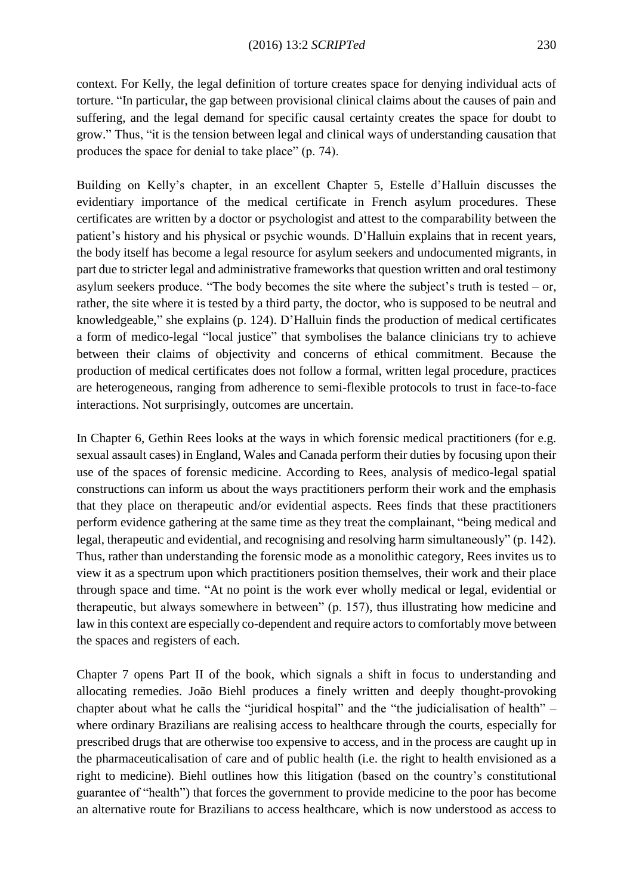context. For Kelly, the legal definition of torture creates space for denying individual acts of torture. "In particular, the gap between provisional clinical claims about the causes of pain and suffering, and the legal demand for specific causal certainty creates the space for doubt to grow." Thus, "it is the tension between legal and clinical ways of understanding causation that produces the space for denial to take place" (p. 74).

Building on Kelly's chapter, in an excellent Chapter 5, Estelle d'Halluin discusses the evidentiary importance of the medical certificate in French asylum procedures. These certificates are written by a doctor or psychologist and attest to the comparability between the patient's history and his physical or psychic wounds. D'Halluin explains that in recent years, the body itself has become a legal resource for asylum seekers and undocumented migrants, in part due to stricter legal and administrative frameworks that question written and oral testimony asylum seekers produce. "The body becomes the site where the subject's truth is tested – or, rather, the site where it is tested by a third party, the doctor, who is supposed to be neutral and knowledgeable," she explains (p. 124). D'Halluin finds the production of medical certificates a form of medico-legal "local justice" that symbolises the balance clinicians try to achieve between their claims of objectivity and concerns of ethical commitment. Because the production of medical certificates does not follow a formal, written legal procedure, practices are heterogeneous, ranging from adherence to semi-flexible protocols to trust in face-to-face interactions. Not surprisingly, outcomes are uncertain.

In Chapter 6, Gethin Rees looks at the ways in which forensic medical practitioners (for e.g. sexual assault cases) in England, Wales and Canada perform their duties by focusing upon their use of the spaces of forensic medicine. According to Rees, analysis of medico-legal spatial constructions can inform us about the ways practitioners perform their work and the emphasis that they place on therapeutic and/or evidential aspects. Rees finds that these practitioners perform evidence gathering at the same time as they treat the complainant, "being medical and legal, therapeutic and evidential, and recognising and resolving harm simultaneously" (p. 142). Thus, rather than understanding the forensic mode as a monolithic category, Rees invites us to view it as a spectrum upon which practitioners position themselves, their work and their place through space and time. "At no point is the work ever wholly medical or legal, evidential or therapeutic, but always somewhere in between" (p. 157), thus illustrating how medicine and law in this context are especially co-dependent and require actors to comfortably move between the spaces and registers of each.

Chapter 7 opens Part II of the book, which signals a shift in focus to understanding and allocating remedies. João Biehl produces a finely written and deeply thought-provoking chapter about what he calls the "juridical hospital" and the "the judicialisation of health" – where ordinary Brazilians are realising access to healthcare through the courts, especially for prescribed drugs that are otherwise too expensive to access, and in the process are caught up in the pharmaceuticalisation of care and of public health (i.e. the right to health envisioned as a right to medicine). Biehl outlines how this litigation (based on the country's constitutional guarantee of "health") that forces the government to provide medicine to the poor has become an alternative route for Brazilians to access healthcare, which is now understood as access to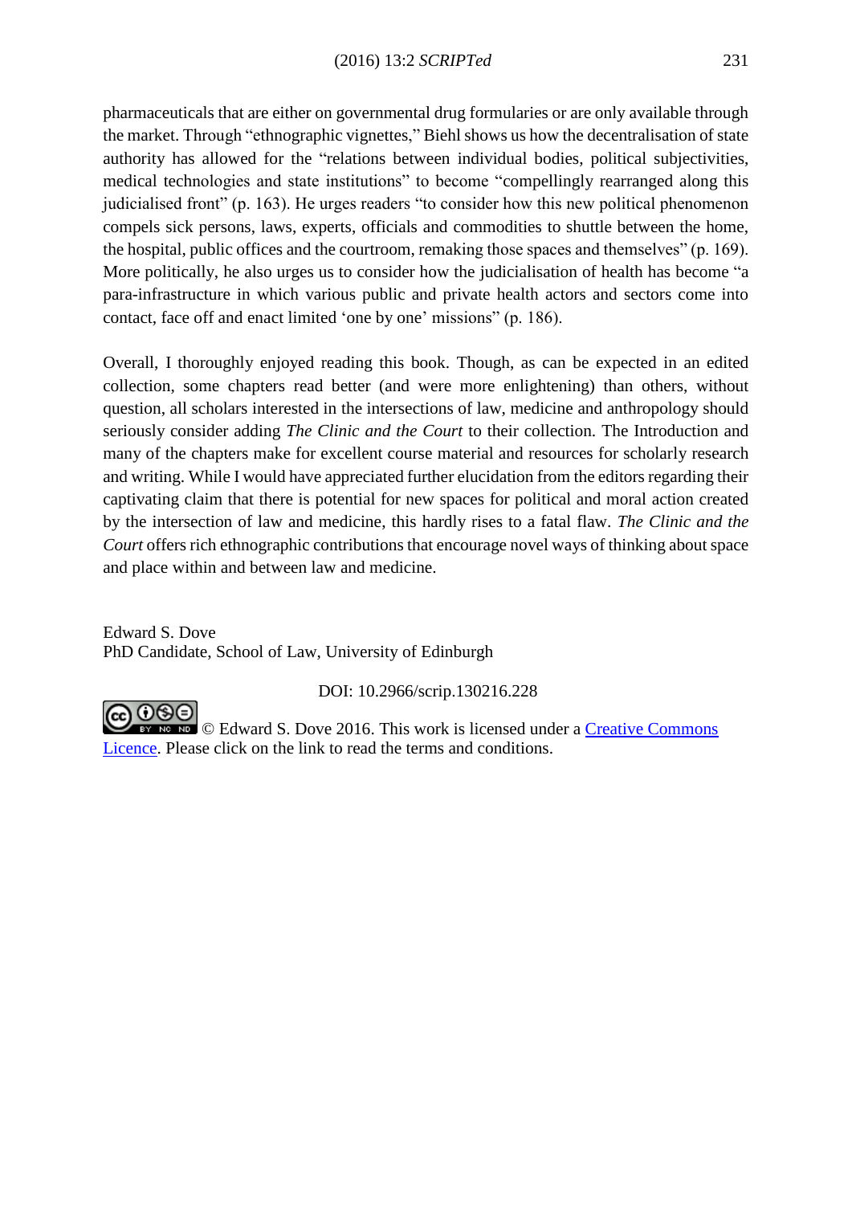pharmaceuticals that are either on governmental drug formularies or are only available through the market. Through "ethnographic vignettes," Biehl shows us how the decentralisation of state authority has allowed for the "relations between individual bodies, political subjectivities, medical technologies and state institutions" to become "compellingly rearranged along this judicialised front" (p. 163). He urges readers "to consider how this new political phenomenon compels sick persons, laws, experts, officials and commodities to shuttle between the home, the hospital, public offices and the courtroom, remaking those spaces and themselves" (p. 169). More politically, he also urges us to consider how the judicialisation of health has become "a para-infrastructure in which various public and private health actors and sectors come into contact, face off and enact limited 'one by one' missions" (p. 186).

Overall, I thoroughly enjoyed reading this book. Though, as can be expected in an edited collection, some chapters read better (and were more enlightening) than others, without question, all scholars interested in the intersections of law, medicine and anthropology should seriously consider adding *The Clinic and the Court* to their collection. The Introduction and many of the chapters make for excellent course material and resources for scholarly research and writing. While I would have appreciated further elucidation from the editors regarding their captivating claim that there is potential for new spaces for political and moral action created by the intersection of law and medicine, this hardly rises to a fatal flaw. *The Clinic and the Court* offers rich ethnographic contributions that encourage novel ways of thinking about space and place within and between law and medicine.

Edward S. Dove
PhD Candidate, School of Law, University of Edinburgh

DOI: 10.2966/scrip.130216.228

© Edward S. Dove 2016. This work is licensed under a [Creative Commons Licence]. Please click on the link to read the terms and conditions.